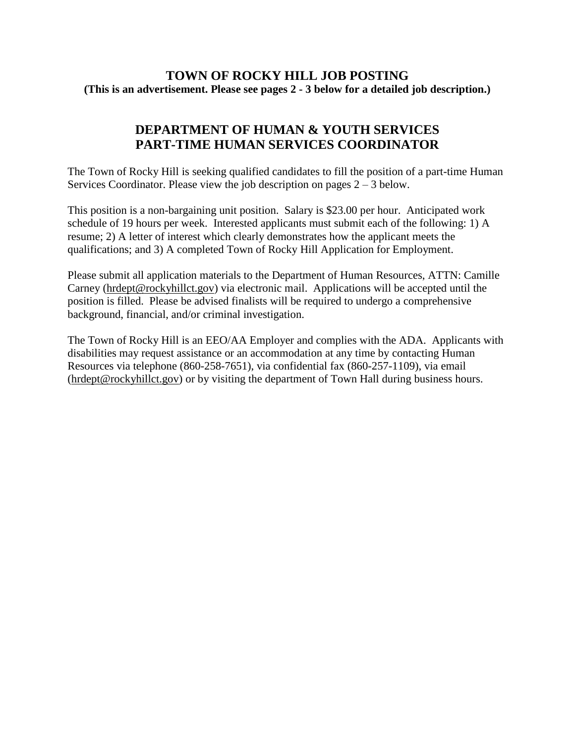# TOWN OF ROCKY HILL JOB POSTING

**(This is an advertisement. Please see pages 2 - 3 below for a detailed job description.)**

## DEPARTMENT OF HUMAN & YOUTH SERVICES
## PART-TIME HUMAN SERVICES COORDINATOR

The Town of Rocky Hill is seeking qualified candidates to fill the position of a part-time Human Services Coordinator. Please view the job description on pages 2 – 3 below.

This position is a non-bargaining unit position. Salary is $23.00 per hour. Anticipated work schedule of 19 hours per week. Interested applicants must submit each of the following: 1) A resume; 2) A letter of interest which clearly demonstrates how the applicant meets the qualifications; and 3) A completed Town of Rocky Hill Application for Employment.

Please submit all application materials to the Department of Human Resources, ATTN: Camille Carney (hrdept@rockyhillct.gov) via electronic mail. Applications will be accepted until the position is filled. Please be advised finalists will be required to undergo a comprehensive background, financial, and/or criminal investigation.

The Town of Rocky Hill is an EEO/AA Employer and complies with the ADA. Applicants with disabilities may request assistance or an accommodation at any time by contacting Human Resources via telephone (860-258-7651), via confidential fax (860-257-1109), via email (hrdept@rockyhillct.gov) or by visiting the department of Town Hall during business hours.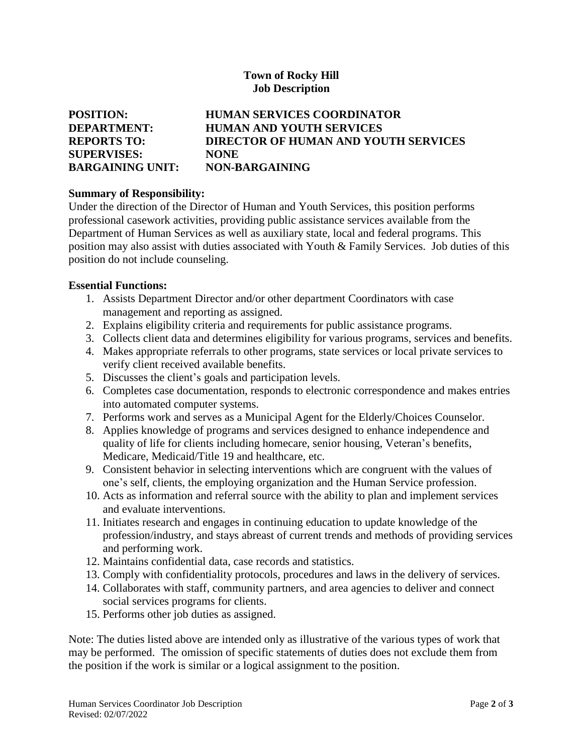**Town of Rocky Hill**
**Job Description**

**POSITION:** **HUMAN SERVICES COORDINATOR**
**DEPARTMENT:** **HUMAN AND YOUTH SERVICES**
**REPORTS TO:** **DIRECTOR OF HUMAN AND YOUTH SERVICES**
**SUPERVISES:** **NONE**
**BARGAINING UNIT:** **NON-BARGAINING**

**Summary of Responsibility:**
Under the direction of the Director of Human and Youth Services, this position performs professional casework activities, providing public assistance services available from the Department of Human Services as well as auxiliary state, local and federal programs. This position may also assist with duties associated with Youth & Family Services. Job duties of this position do not include counseling.

**Essential Functions:**

1. Assists Department Director and/or other department Coordinators with case management and reporting as assigned.
2. Explains eligibility criteria and requirements for public assistance programs.
3. Collects client data and determines eligibility for various programs, services and benefits.
4. Makes appropriate referrals to other programs, state services or local private services to verify client received available benefits.
5. Discusses the client's goals and participation levels.
6. Completes case documentation, responds to electronic correspondence and makes entries into automated computer systems.
7. Performs work and serves as a Municipal Agent for the Elderly/Choices Counselor.
8. Applies knowledge of programs and services designed to enhance independence and quality of life for clients including homecare, senior housing, Veteran's benefits, Medicare, Medicaid/Title 19 and healthcare, etc.
9. Consistent behavior in selecting interventions which are congruent with the values of one's self, clients, the employing organization and the Human Service profession.
10. Acts as information and referral source with the ability to plan and implement services and evaluate interventions.
11. Initiates research and engages in continuing education to update knowledge of the profession/industry, and stays abreast of current trends and methods of providing services and performing work.
12. Maintains confidential data, case records and statistics.
13. Comply with confidentiality protocols, procedures and laws in the delivery of services.
14. Collaborates with staff, community partners, and area agencies to deliver and connect social services programs for clients.
15. Performs other job duties as assigned.

Note: The duties listed above are intended only as illustrative of the various types of work that may be performed. The omission of specific statements of duties does not exclude them from the position if the work is similar or a logical assignment to the position.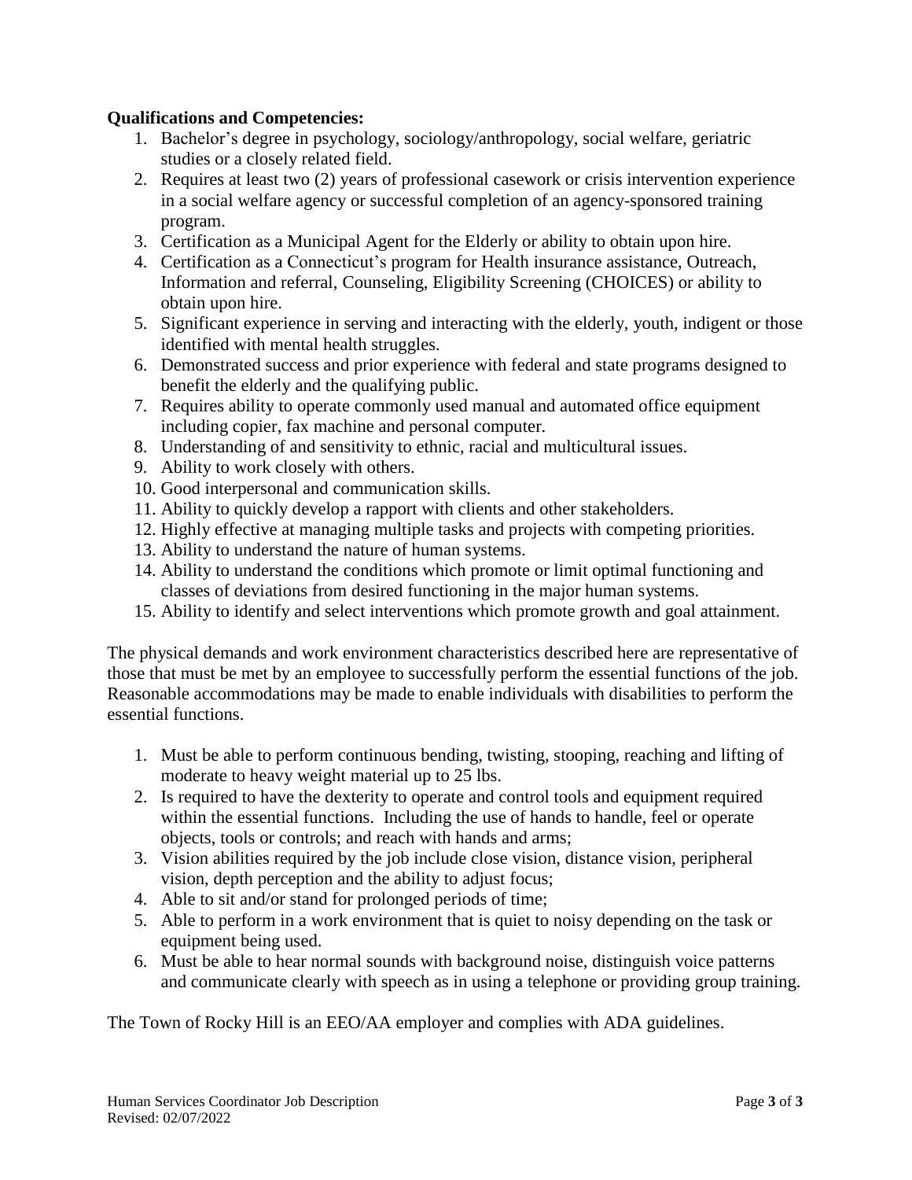**Qualifications and Competencies:**

1. Bachelor's degree in psychology, sociology/anthropology, social welfare, geriatric studies or a closely related field.
2. Requires at least two (2) years of professional casework or crisis intervention experience in a social welfare agency or successful completion of an agency-sponsored training program.
3. Certification as a Municipal Agent for the Elderly or ability to obtain upon hire.
4. Certification as a Connecticut's program for Health insurance assistance, Outreach, Information and referral, Counseling, Eligibility Screening (CHOICES) or ability to obtain upon hire.
5. Significant experience in serving and interacting with the elderly, youth, indigent or those identified with mental health struggles.
6. Demonstrated success and prior experience with federal and state programs designed to benefit the elderly and the qualifying public.
7. Requires ability to operate commonly used manual and automated office equipment including copier, fax machine and personal computer.
8. Understanding of and sensitivity to ethnic, racial and multicultural issues.
9. Ability to work closely with others.
10. Good interpersonal and communication skills.
11. Ability to quickly develop a rapport with clients and other stakeholders.
12. Highly effective at managing multiple tasks and projects with competing priorities.
13. Ability to understand the nature of human systems.
14. Ability to understand the conditions which promote or limit optimal functioning and classes of deviations from desired functioning in the major human systems.
15. Ability to identify and select interventions which promote growth and goal attainment.

The physical demands and work environment characteristics described here are representative of those that must be met by an employee to successfully perform the essential functions of the job. Reasonable accommodations may be made to enable individuals with disabilities to perform the essential functions.

1. Must be able to perform continuous bending, twisting, stooping, reaching and lifting of moderate to heavy weight material up to 25 lbs.
2. Is required to have the dexterity to operate and control tools and equipment required within the essential functions. Including the use of hands to handle, feel or operate objects, tools or controls; and reach with hands and arms;
3. Vision abilities required by the job include close vision, distance vision, peripheral vision, depth perception and the ability to adjust focus;
4. Able to sit and/or stand for prolonged periods of time;
5. Able to perform in a work environment that is quiet to noisy depending on the task or equipment being used.
6. Must be able to hear normal sounds with background noise, distinguish voice patterns and communicate clearly with speech as in using a telephone or providing group training.

The Town of Rocky Hill is an EEO/AA employer and complies with ADA guidelines.